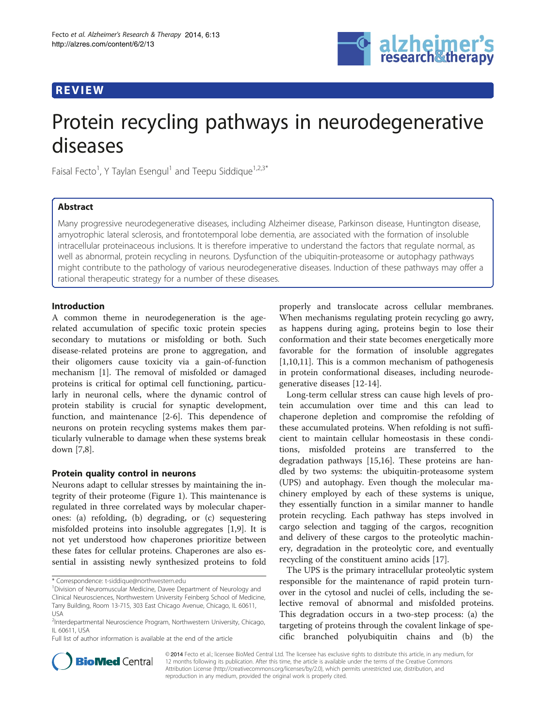## REVIEW

# Protein recycling pathways in neurodegenerative diseases

Faisal Fecto[1], Y Taylan Esengul[1] and Teepu Siddique[1,2,3*]

## Abstract

Many progressive neurodegenerative diseases, including Alzheimer disease, Parkinson disease, Huntington disease, amyotrophic lateral sclerosis, and frontotemporal lobe dementia, are associated with the formation of insoluble intracellular proteinaceous inclusions. It is therefore imperative to understand the factors that regulate normal, as well as abnormal, protein recycling in neurons. Dysfunction of the ubiquitin-proteasome or autophagy pathways might contribute to the pathology of various neurodegenerative diseases. Induction of these pathways may offer a rational therapeutic strategy for a number of these diseases.

## Introduction

A common theme in neurodegeneration is the age-related accumulation of specific toxic protein species secondary to mutations or misfolding or both. Such disease-related proteins are prone to aggregation, and their oligomers cause toxicity via a gain-of-function mechanism [1]. The removal of misfolded or damaged proteins is critical for optimal cell functioning, particularly in neuronal cells, where the dynamic control of protein stability is crucial for synaptic development, function, and maintenance [2-6]. This dependence of neurons on protein recycling systems makes them particularly vulnerable to damage when these systems break down [7,8].

### Protein quality control in neurons

Neurons adapt to cellular stresses by maintaining the integrity of their proteome (Figure 1). This maintenance is regulated in three correlated ways by molecular chaperones: (a) refolding, (b) degrading, or (c) sequestering misfolded proteins into insoluble aggregates [1,9]. It is not yet understood how chaperones prioritize between these fates for cellular proteins. Chaperones are also essential in assisting newly synthesized proteins to fold properly and translocate across cellular membranes. When mechanisms regulating protein recycling go awry, as happens during aging, proteins begin to lose their conformation and their state becomes energetically more favorable for the formation of insoluble aggregates [1,10,11]. This is a common mechanism of pathogenesis in protein conformational diseases, including neurodegenerative diseases [12-14].

Long-term cellular stress can cause high levels of protein accumulation over time and this can lead to chaperone depletion and compromise the refolding of these accumulated proteins. When refolding is not sufficient to maintain cellular homeostasis in these conditions, misfolded proteins are transferred to the degradation pathways [15,16]. These proteins are handled by two systems: the ubiquitin-proteasome system (UPS) and autophagy. Even though the molecular machinery employed by each of these systems is unique, they essentially function in a similar manner to handle protein recycling. Each pathway has steps involved in cargo selection and tagging of the cargos, recognition and delivery of these cargos to the proteolytic machinery, degradation in the proteolytic core, and eventually recycling of the constituent amino acids [17].

The UPS is the primary intracellular proteolytic system responsible for the maintenance of rapid protein turnover in the cytosol and nuclei of cells, including the selective removal of abnormal and misfolded proteins. This degradation occurs in a two-step process: (a) the targeting of proteins through the covalent linkage of specific branched polyubiquitin chains and (b) the

\* Correspondence: t-siddique@northwestern.edu
[1]Division of Neuromuscular Medicine, Davee Department of Neurology and Clinical Neurosciences, Northwestern University Feinberg School of Medicine, Tarry Building, Room 13-715, 303 East Chicago Avenue, Chicago, IL 60611, USA
[2]Interdepartmental Neuroscience Program, Northwestern University, Chicago, IL 60611, USA
Full list of author information is available at the end of the article

© 2014 Fecto et al.; licensee BioMed Central Ltd. The licensee has exclusive rights to distribute this article, in any medium, for 12 months following its publication. After this time, the article is available under the terms of the Creative Commons Attribution License (http://creativecommons.org/licenses/by/2.0), which permits unrestricted use, distribution, and reproduction in any medium, provided the original work is properly cited.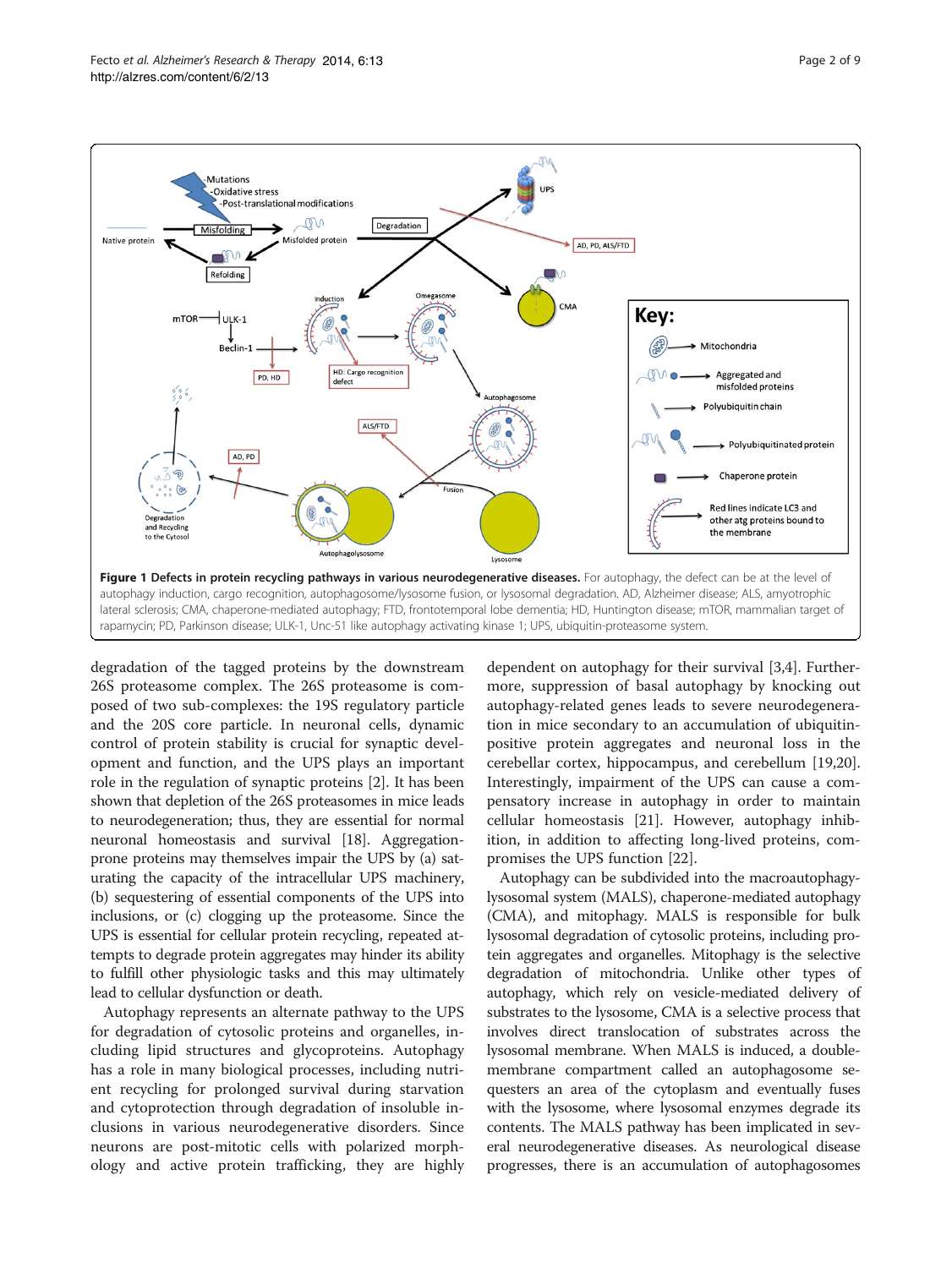**Figure 1 Defects in protein recycling pathways in various neurodegenerative diseases.** For autophagy, the defect can be at the level of autophagy induction, cargo recognition, autophagosome/lysosome fusion, or lysosomal degradation. AD, Alzheimer disease; ALS, amyotrophic lateral sclerosis; CMA, chaperone-mediated autophagy; FTD, frontotemporal lobe dementia; HD, Huntington disease; mTOR, mammalian target of rapamycin; PD, Parkinson disease; ULK-1, Unc-51 like autophagy activating kinase 1; UPS, ubiquitin-proteasome system.

degradation of the tagged proteins by the downstream 26S proteasome complex. The 26S proteasome is composed of two sub-complexes: the 19S regulatory particle and the 20S core particle. In neuronal cells, dynamic control of protein stability is crucial for synaptic development and function, and the UPS plays an important role in the regulation of synaptic proteins [2]. It has been shown that depletion of the 26S proteasomes in mice leads to neurodegeneration; thus, they are essential for normal neuronal homeostasis and survival [18]. Aggregation-prone proteins may themselves impair the UPS by (a) saturating the capacity of the intracellular UPS machinery, (b) sequestering of essential components of the UPS into inclusions, or (c) clogging up the proteasome. Since the UPS is essential for cellular protein recycling, repeated attempts to degrade protein aggregates may hinder its ability to fulfill other physiologic tasks and this may ultimately lead to cellular dysfunction or death.

Autophagy represents an alternate pathway to the UPS for degradation of cytosolic proteins and organelles, including lipid structures and glycoproteins. Autophagy has a role in many biological processes, including nutrient recycling for prolonged survival during starvation and cytoprotection through degradation of insoluble inclusions in various neurodegenerative disorders. Since neurons are post-mitotic cells with polarized morphology and active protein trafficking, they are highly dependent on autophagy for their survival [3,4]. Furthermore, suppression of basal autophagy by knocking out autophagy-related genes leads to severe neurodegeneration in mice secondary to an accumulation of ubiquitin-positive protein aggregates and neuronal loss in the cerebellar cortex, hippocampus, and cerebellum [19,20]. Interestingly, impairment of the UPS can cause a compensatory increase in autophagy in order to maintain cellular homeostasis [21]. However, autophagy inhibition, in addition to affecting long-lived proteins, compromises the UPS function [22].

Autophagy can be subdivided into the macroautophagy-lysosomal system (MALS), chaperone-mediated autophagy (CMA), and mitophagy. MALS is responsible for bulk lysosomal degradation of cytosolic proteins, including protein aggregates and organelles. Mitophagy is the selective degradation of mitochondria. Unlike other types of autophagy, which rely on vesicle-mediated delivery of substrates to the lysosome, CMA is a selective process that involves direct translocation of substrates across the lysosomal membrane. When MALS is induced, a double-membrane compartment called an autophagosome sequesters an area of the cytoplasm and eventually fuses with the lysosome, where lysosomal enzymes degrade its contents. The MALS pathway has been implicated in several neurodegenerative diseases. As neurological disease progresses, there is an accumulation of autophagosomes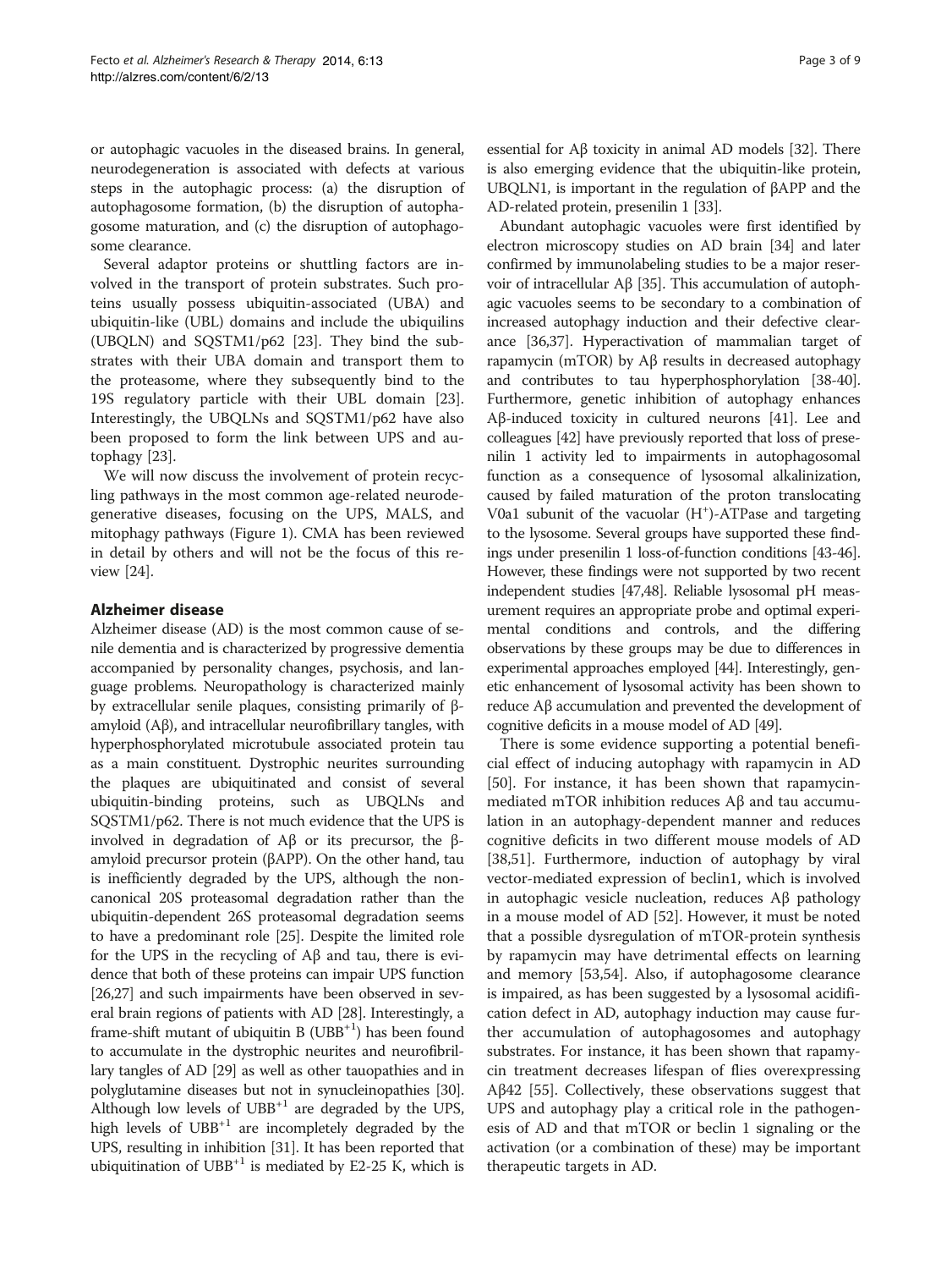or autophagic vacuoles in the diseased brains. In general, neurodegeneration is associated with defects at various steps in the autophagic process: (a) the disruption of autophagosome formation, (b) the disruption of autophagosome maturation, and (c) the disruption of autophagosome clearance.

Several adaptor proteins or shuttling factors are involved in the transport of protein substrates. Such proteins usually possess ubiquitin-associated (UBA) and ubiquitin-like (UBL) domains and include the ubiquilins (UBQLN) and SQSTM1/p62 [23]. They bind the substrates with their UBA domain and transport them to the proteasome, where they subsequently bind to the 19S regulatory particle with their UBL domain [23]. Interestingly, the UBQLNs and SQSTM1/p62 have also been proposed to form the link between UPS and autophagy [23].

We will now discuss the involvement of protein recycling pathways in the most common age-related neurodegenerative diseases, focusing on the UPS, MALS, and mitophagy pathways (Figure 1). CMA has been reviewed in detail by others and will not be the focus of this review [24].

## Alzheimer disease

Alzheimer disease (AD) is the most common cause of senile dementia and is characterized by progressive dementia accompanied by personality changes, psychosis, and language problems. Neuropathology is characterized mainly by extracellular senile plaques, consisting primarily of β-amyloid (Aβ), and intracellular neurofibrillary tangles, with hyperphosphorylated microtubule associated protein tau as a main constituent. Dystrophic neurites surrounding the plaques are ubiquitinated and consist of several ubiquitin-binding proteins, such as UBQLNs and SQSTM1/p62. There is not much evidence that the UPS is involved in degradation of Aβ or its precursor, the β-amyloid precursor protein (βAPP). On the other hand, tau is inefficiently degraded by the UPS, although the non-canonical 20S proteasomal degradation rather than the ubiquitin-dependent 26S proteasomal degradation seems to have a predominant role [25]. Despite the limited role for the UPS in the recycling of Aβ and tau, there is evidence that both of these proteins can impair UPS function [26,27] and such impairments have been observed in several brain regions of patients with AD [28]. Interestingly, a frame-shift mutant of ubiquitin B ($UBB^{+1}$) has been found to accumulate in the dystrophic neurites and neurofibrillary tangles of AD [29] as well as other tauopathies and in polyglutamine diseases but not in synucleinopathies [30]. Although low levels of $UBB^{+1}$ are degraded by the UPS, high levels of $UBB^{+1}$ are incompletely degraded by the UPS, resulting in inhibition [31]. It has been reported that ubiquitination of $UBB^{+1}$ is mediated by E2-25 K, which is essential for Aβ toxicity in animal AD models [32]. There is also emerging evidence that the ubiquitin-like protein, UBQLN1, is important in the regulation of βAPP and the AD-related protein, presenilin 1 [33].

Abundant autophagic vacuoles were first identified by electron microscopy studies on AD brain [34] and later confirmed by immunolabeling studies to be a major reservoir of intracellular Aβ [35]. This accumulation of autophagic vacuoles seems to be secondary to a combination of increased autophagy induction and their defective clearance [36,37]. Hyperactivation of mammalian target of rapamycin (mTOR) by Aβ results in decreased autophagy and contributes to tau hyperphosphorylation [38-40]. Furthermore, genetic inhibition of autophagy enhances Aβ-induced toxicity in cultured neurons [41]. Lee and colleagues [42] have previously reported that loss of presenilin 1 activity led to impairments in autophagosomal function as a consequence of lysosomal alkalinization, caused by failed maturation of the proton translocating V0a1 subunit of the vacuolar ($H^+$)-ATPase and targeting to the lysosome. Several groups have supported these findings under presenilin 1 loss-of-function conditions [43-46]. However, these findings were not supported by two recent independent studies [47,48]. Reliable lysosomal pH measurement requires an appropriate probe and optimal experimental conditions and controls, and the differing observations by these groups may be due to differences in experimental approaches employed [44]. Interestingly, genetic enhancement of lysosomal activity has been shown to reduce Aβ accumulation and prevented the development of cognitive deficits in a mouse model of AD [49].

There is some evidence supporting a potential beneficial effect of inducing autophagy with rapamycin in AD [50]. For instance, it has been shown that rapamycin-mediated mTOR inhibition reduces Aβ and tau accumulation in an autophagy-dependent manner and reduces cognitive deficits in two different mouse models of AD [38,51]. Furthermore, induction of autophagy by viral vector-mediated expression of beclin1, which is involved in autophagic vesicle nucleation, reduces Aβ pathology in a mouse model of AD [52]. However, it must be noted that a possible dysregulation of mTOR-protein synthesis by rapamycin may have detrimental effects on learning and memory [53,54]. Also, if autophagosome clearance is impaired, as has been suggested by a lysosomal acidification defect in AD, autophagy induction may cause further accumulation of autophagosomes and autophagy substrates. For instance, it has been shown that rapamycin treatment decreases lifespan of flies overexpressing Aβ42 [55]. Collectively, these observations suggest that UPS and autophagy play a critical role in the pathogenesis of AD and that mTOR or beclin 1 signaling or the activation (or a combination of these) may be important therapeutic targets in AD.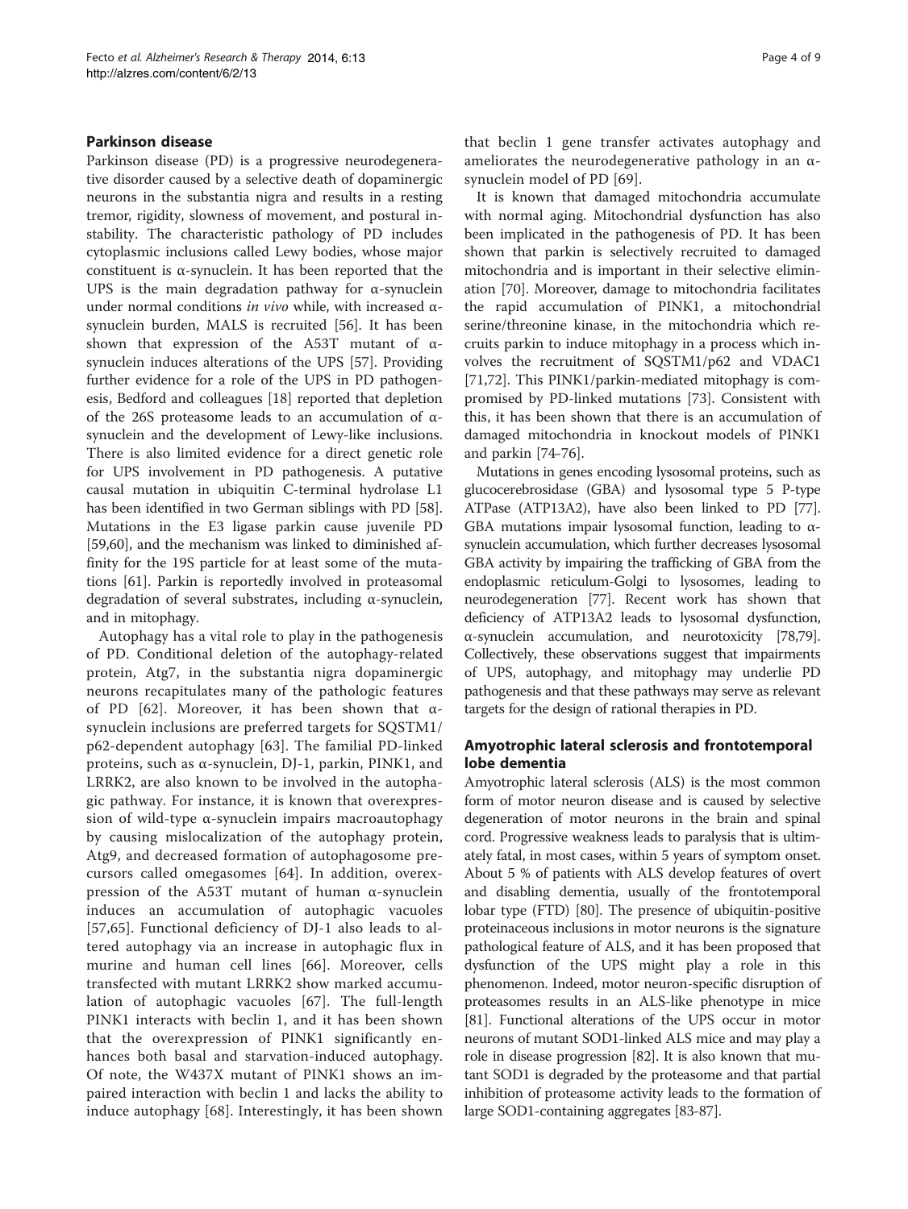## Parkinson disease

Parkinson disease (PD) is a progressive neurodegenerative disorder caused by a selective death of dopaminergic neurons in the substantia nigra and results in a resting tremor, rigidity, slowness of movement, and postural instability. The characteristic pathology of PD includes cytoplasmic inclusions called Lewy bodies, whose major constituent is α-synuclein. It has been reported that the UPS is the main degradation pathway for α-synuclein under normal conditions *in vivo* while, with increased α-synuclein burden, MALS is recruited [56]. It has been shown that expression of the A53T mutant of α-synuclein induces alterations of the UPS [57]. Providing further evidence for a role of the UPS in PD pathogenesis, Bedford and colleagues [18] reported that depletion of the 26S proteasome leads to an accumulation of α-synuclein and the development of Lewy-like inclusions. There is also limited evidence for a direct genetic role for UPS involvement in PD pathogenesis. A putative causal mutation in ubiquitin C-terminal hydrolase L1 has been identified in two German siblings with PD [58]. Mutations in the E3 ligase parkin cause juvenile PD [59,60], and the mechanism was linked to diminished affinity for the 19S particle for at least some of the mutations [61]. Parkin is reportedly involved in proteasomal degradation of several substrates, including α-synuclein, and in mitophagy.

Autophagy has a vital role to play in the pathogenesis of PD. Conditional deletion of the autophagy-related protein, Atg7, in the substantia nigra dopaminergic neurons recapitulates many of the pathologic features of PD [62]. Moreover, it has been shown that α-synuclein inclusions are preferred targets for SQSTM1/p62-dependent autophagy [63]. The familial PD-linked proteins, such as α-synuclein, DJ-1, parkin, PINK1, and LRRK2, are also known to be involved in the autophagic pathway. For instance, it is known that overexpression of wild-type α-synuclein impairs macroautophagy by causing mislocalization of the autophagy protein, Atg9, and decreased formation of autophagosome precursors called omegasomes [64]. In addition, overexpression of the A53T mutant of human α-synuclein induces an accumulation of autophagic vacuoles [57,65]. Functional deficiency of DJ-1 also leads to altered autophagy via an increase in autophagic flux in murine and human cell lines [66]. Moreover, cells transfected with mutant LRRK2 show marked accumulation of autophagic vacuoles [67]. The full-length PINK1 interacts with beclin 1, and it has been shown that the overexpression of PINK1 significantly enhances both basal and starvation-induced autophagy. Of note, the W437X mutant of PINK1 shows an impaired interaction with beclin 1 and lacks the ability to induce autophagy [68]. Interestingly, it has been shown that beclin 1 gene transfer activates autophagy and ameliorates the neurodegenerative pathology in an α-synuclein model of PD [69].

It is known that damaged mitochondria accumulate with normal aging. Mitochondrial dysfunction has also been implicated in the pathogenesis of PD. It has been shown that parkin is selectively recruited to damaged mitochondria and is important in their selective elimination [70]. Moreover, damage to mitochondria facilitates the rapid accumulation of PINK1, a mitochondrial serine/threonine kinase, in the mitochondria which recruits parkin to induce mitophagy in a process which involves the recruitment of SQSTM1/p62 and VDAC1 [71,72]. This PINK1/parkin-mediated mitophagy is compromised by PD-linked mutations [73]. Consistent with this, it has been shown that there is an accumulation of damaged mitochondria in knockout models of PINK1 and parkin [74-76].

Mutations in genes encoding lysosomal proteins, such as glucocerebrosidase (GBA) and lysosomal type 5 P-type ATPase (ATP13A2), have also been linked to PD [77]. GBA mutations impair lysosomal function, leading to α-synuclein accumulation, which further decreases lysosomal GBA activity by impairing the trafficking of GBA from the endoplasmic reticulum-Golgi to lysosomes, leading to neurodegeneration [77]. Recent work has shown that deficiency of ATP13A2 leads to lysosomal dysfunction, α-synuclein accumulation, and neurotoxicity [78,79]. Collectively, these observations suggest that impairments of UPS, autophagy, and mitophagy may underlie PD pathogenesis and that these pathways may serve as relevant targets for the design of rational therapies in PD.

## Amyotrophic lateral sclerosis and frontotemporal lobe dementia

Amyotrophic lateral sclerosis (ALS) is the most common form of motor neuron disease and is caused by selective degeneration of motor neurons in the brain and spinal cord. Progressive weakness leads to paralysis that is ultimately fatal, in most cases, within 5 years of symptom onset. About 5 % of patients with ALS develop features of overt and disabling dementia, usually of the frontotemporal lobar type (FTD) [80]. The presence of ubiquitin-positive proteinaceous inclusions in motor neurons is the signature pathological feature of ALS, and it has been proposed that dysfunction of the UPS might play a role in this phenomenon. Indeed, motor neuron-specific disruption of proteasomes results in an ALS-like phenotype in mice [81]. Functional alterations of the UPS occur in motor neurons of mutant SOD1-linked ALS mice and may play a role in disease progression [82]. It is also known that mutant SOD1 is degraded by the proteasome and that partial inhibition of proteasome activity leads to the formation of large SOD1-containing aggregates [83-87].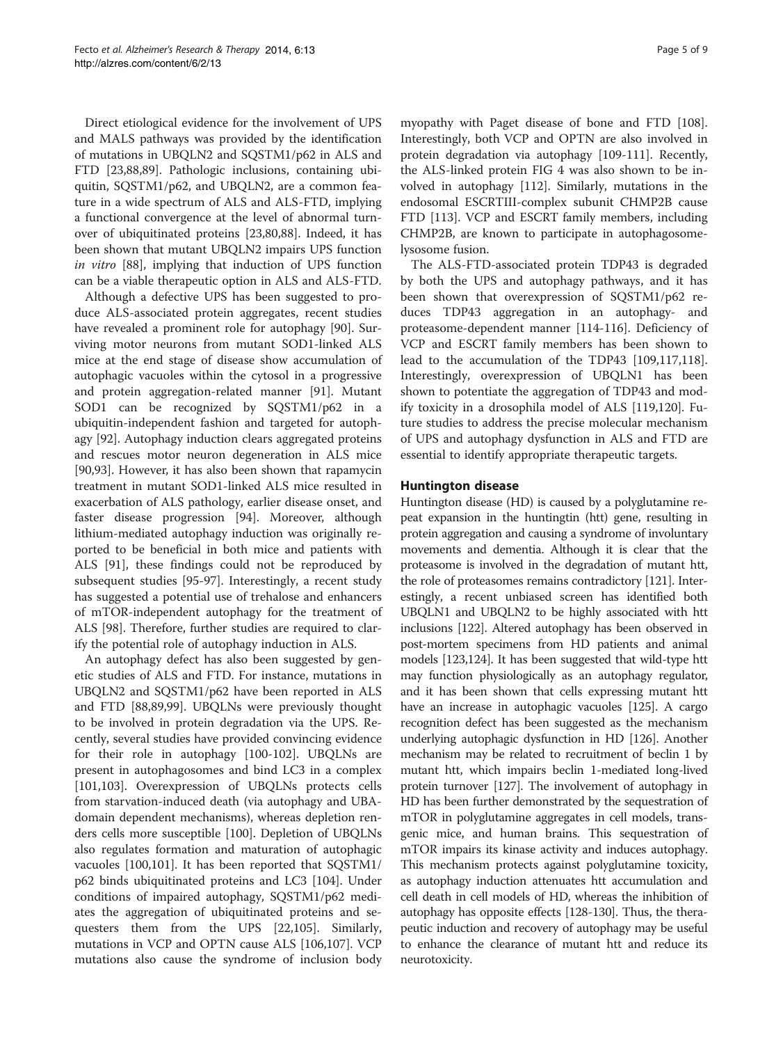Direct etiological evidence for the involvement of UPS and MALS pathways was provided by the identification of mutations in UBQLN2 and SQSTM1/p62 in ALS and FTD [23,88,89]. Pathologic inclusions, containing ubiquitin, SQSTM1/p62, and UBQLN2, are a common feature in a wide spectrum of ALS and ALS-FTD, implying a functional convergence at the level of abnormal turnover of ubiquitinated proteins [23,80,88]. Indeed, it has been shown that mutant UBQLN2 impairs UPS function *in vitro* [88], implying that induction of UPS function can be a viable therapeutic option in ALS and ALS-FTD.

Although a defective UPS has been suggested to produce ALS-associated protein aggregates, recent studies have revealed a prominent role for autophagy [90]. Surviving motor neurons from mutant SOD1-linked ALS mice at the end stage of disease show accumulation of autophagic vacuoles within the cytosol in a progressive and protein aggregation-related manner [91]. Mutant SOD1 can be recognized by SQSTM1/p62 in a ubiquitin-independent fashion and targeted for autophagy [92]. Autophagy induction clears aggregated proteins and rescues motor neuron degeneration in ALS mice [90,93]. However, it has also been shown that rapamycin treatment in mutant SOD1-linked ALS mice resulted in exacerbation of ALS pathology, earlier disease onset, and faster disease progression [94]. Moreover, although lithium-mediated autophagy induction was originally reported to be beneficial in both mice and patients with ALS [91], these findings could not be reproduced by subsequent studies [95-97]. Interestingly, a recent study has suggested a potential use of trehalose and enhancers of mTOR-independent autophagy for the treatment of ALS [98]. Therefore, further studies are required to clarify the potential role of autophagy induction in ALS.

An autophagy defect has also been suggested by genetic studies of ALS and FTD. For instance, mutations in UBQLN2 and SQSTM1/p62 have been reported in ALS and FTD [88,89,99]. UBQLNs were previously thought to be involved in protein degradation via the UPS. Recently, several studies have provided convincing evidence for their role in autophagy [100-102]. UBQLNs are present in autophagosomes and bind LC3 in a complex [101,103]. Overexpression of UBQLNs protects cells from starvation-induced death (via autophagy and UBA-domain dependent mechanisms), whereas depletion renders cells more susceptible [100]. Depletion of UBQLNs also regulates formation and maturation of autophagic vacuoles [100,101]. It has been reported that SQSTM1/p62 binds ubiquitinated proteins and LC3 [104]. Under conditions of impaired autophagy, SQSTM1/p62 mediates the aggregation of ubiquitinated proteins and sequesters them from the UPS [22,105]. Similarly, mutations in VCP and OPTN cause ALS [106,107]. VCP mutations also cause the syndrome of inclusion body myopathy with Paget disease of bone and FTD [108]. Interestingly, both VCP and OPTN are also involved in protein degradation via autophagy [109-111]. Recently, the ALS-linked protein FIG 4 was also shown to be involved in autophagy [112]. Similarly, mutations in the endosomal ESCRTIII-complex subunit CHMP2B cause FTD [113]. VCP and ESCRT family members, including CHMP2B, are known to participate in autophagosome-lysosome fusion.

The ALS-FTD-associated protein TDP43 is degraded by both the UPS and autophagy pathways, and it has been shown that overexpression of SQSTM1/p62 reduces TDP43 aggregation in an autophagy- and proteasome-dependent manner [114-116]. Deficiency of VCP and ESCRT family members has been shown to lead to the accumulation of the TDP43 [109,117,118]. Interestingly, overexpression of UBQLN1 has been shown to potentiate the aggregation of TDP43 and modify toxicity in a drosophila model of ALS [119,120]. Future studies to address the precise molecular mechanism of UPS and autophagy dysfunction in ALS and FTD are essential to identify appropriate therapeutic targets.

## Huntington disease

Huntington disease (HD) is caused by a polyglutamine repeat expansion in the huntingtin (htt) gene, resulting in protein aggregation and causing a syndrome of involuntary movements and dementia. Although it is clear that the proteasome is involved in the degradation of mutant htt, the role of proteasomes remains contradictory [121]. Interestingly, a recent unbiased screen has identified both UBQLN1 and UBQLN2 to be highly associated with htt inclusions [122]. Altered autophagy has been observed in post-mortem specimens from HD patients and animal models [123,124]. It has been suggested that wild-type htt may function physiologically as an autophagy regulator, and it has been shown that cells expressing mutant htt have an increase in autophagic vacuoles [125]. A cargo recognition defect has been suggested as the mechanism underlying autophagic dysfunction in HD [126]. Another mechanism may be related to recruitment of beclin 1 by mutant htt, which impairs beclin 1-mediated long-lived protein turnover [127]. The involvement of autophagy in HD has been further demonstrated by the sequestration of mTOR in polyglutamine aggregates in cell models, transgenic mice, and human brains. This sequestration of mTOR impairs its kinase activity and induces autophagy. This mechanism protects against polyglutamine toxicity, as autophagy induction attenuates htt accumulation and cell death in cell models of HD, whereas the inhibition of autophagy has opposite effects [128-130]. Thus, the therapeutic induction and recovery of autophagy may be useful to enhance the clearance of mutant htt and reduce its neurotoxicity.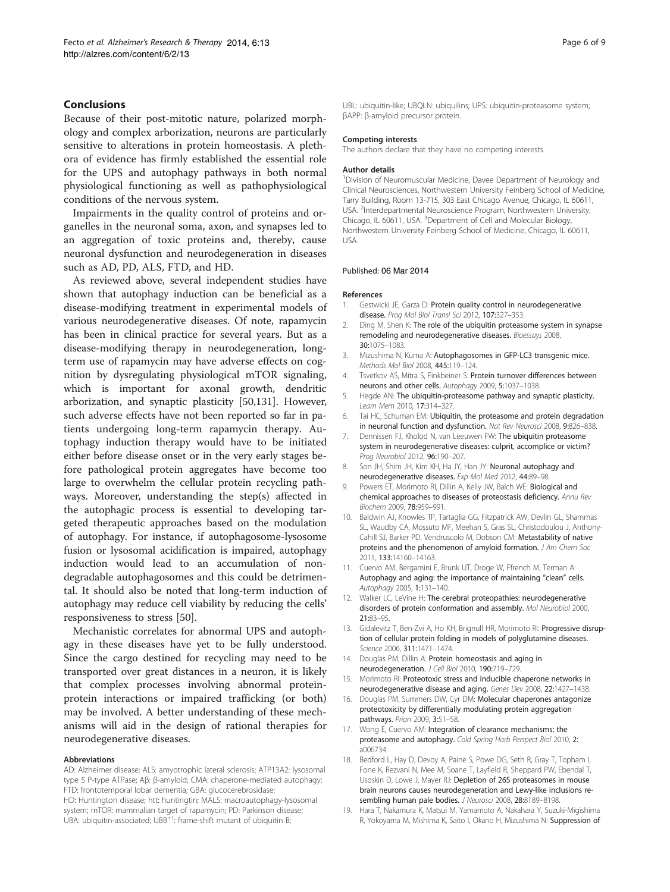## Conclusions

Because of their post-mitotic nature, polarized morphology and complex arborization, neurons are particularly sensitive to alterations in protein homeostasis. A plethora of evidence has firmly established the essential role for the UPS and autophagy pathways in both normal physiological functioning as well as pathophysiological conditions of the nervous system.

Impairments in the quality control of proteins and organelles in the neuronal soma, axon, and synapses led to an aggregation of toxic proteins and, thereby, cause neuronal dysfunction and neurodegeneration in diseases such as AD, PD, ALS, FTD, and HD.

As reviewed above, several independent studies have shown that autophagy induction can be beneficial as a disease-modifying treatment in experimental models of various neurodegenerative diseases. Of note, rapamycin has been in clinical practice for several years. But as a disease-modifying therapy in neurodegeneration, long-term use of rapamycin may have adverse effects on cognition by dysregulating physiological mTOR signaling, which is important for axonal growth, dendritic arborization, and synaptic plasticity [50,131]. However, such adverse effects have not been reported so far in patients undergoing long-term rapamycin therapy. Autophagy induction therapy would have to be initiated either before disease onset or in the very early stages before pathological protein aggregates have become too large to overwhelm the cellular protein recycling pathways. Moreover, understanding the step(s) affected in the autophagic process is essential to developing targeted therapeutic approaches based on the modulation of autophagy. For instance, if autophagosome-lysosome fusion or lysosomal acidification is impaired, autophagy induction would lead to an accumulation of non-degradable autophagosomes and this could be detrimental. It should also be noted that long-term induction of autophagy may reduce cell viability by reducing the cells' responsiveness to stress [50].

Mechanistic correlates for abnormal UPS and autophagy in these diseases have yet to be fully understood. Since the cargo destined for recycling may need to be transported over great distances in a neuron, it is likely that complex processes involving abnormal protein-protein interactions or impaired trafficking (or both) may be involved. A better understanding of these mechanisms will aid in the design of rational therapies for neurodegenerative diseases.

#### Abbreviations

AD: Alzheimer disease; ALS: amyotrophic lateral sclerosis; ATP13A2: lysosomal type 5 P-type ATPase; Aβ: β-amyloid; CMA: chaperone-mediated autophagy; FTD: frontotemporal lobar dementia; GBA: glucocerebrosidase; HD: Huntington disease; htt: huntingtin; MALS: macroautophagy-lysosomal system; mTOR: mammalian target of rapamycin; PD: Parkinson disease; UBA: ubiquitin-associated; $UBB^{+1}$: frame-shift mutant of ubiquitin B; UBL: ubiquitin-like; UBQLN: ubiquilins; UPS: ubiquitin-proteasome system; βAPP: β-amyloid precursor protein.

#### Competing interests

The authors declare that they have no competing interests.

#### Author details

[1]Division of Neuromuscular Medicine, Davee Department of Neurology and Clinical Neurosciences, Northwestern University Feinberg School of Medicine, Tarry Building, Room 13-715, 303 East Chicago Avenue, Chicago, IL 60611, USA. [2]Interdepartmental Neuroscience Program, Northwestern University, Chicago, IL 60611, USA. [3]Department of Cell and Molecular Biology, Northwestern University Feinberg School of Medicine, Chicago, IL 60611, USA.

Published: 06 Mar 2014

#### References

1. Gestwicki JE, Garza D: **Protein quality control in neurodegenerative disease.** *Prog Mol Biol Transl Sci* 2012, **107:**327–353.
2. Ding M, Shen K: **The role of the ubiquitin proteasome system in synapse remodeling and neurodegenerative diseases.** *Bioessays* 2008, **30:**1075–1083.
3. Mizushima N, Kuma A: **Autophagosomes in GFP-LC3 transgenic mice.** *Methods Mol Biol* 2008, **445:**119–124.
4. Tsvetkov AS, Mitra S, Finkbeiner S: **Protein turnover differences between neurons and other cells.** *Autophagy* 2009, **5:**1037–1038.
5. Hegde AN: **The ubiquitin-proteasome pathway and synaptic plasticity.** *Learn Mem* 2010, **17:**314–327.
6. Tai HC, Schuman EM: **Ubiquitin, the proteasome and protein degradation in neuronal function and dysfunction.** *Nat Rev Neurosci* 2008, **9:**826–838.
7. Dennissen FJ, Kholod N, van Leeuwen FW: **The ubiquitin proteasome system in neurodegenerative diseases: culprit, accomplice or victim?** *Prog Neurobiol* 2012, **96:**190–207.
8. Son JH, Shim JH, Kim KH, Ha JY, Han JY: **Neuronal autophagy and neurodegenerative diseases.** *Exp Mol Med* 2012, **44:**89–98.
9. Powers ET, Morimoto RI, Dillin A, Kelly JW, Balch WE: **Biological and chemical approaches to diseases of proteostasis deficiency.** *Annu Rev Biochem* 2009, **78:**959–991.
10. Baldwin AJ, Knowles TP, Tartaglia GG, Fitzpatrick AW, Devlin GL, Shammas SL, Waudby CA, Mossuto MF, Meehan S, Gras SL, Christodoulou J, Anthony-Cahill SJ, Barker PD, Vendruscolo M, Dobson CM: **Metastability of native proteins and the phenomenon of amyloid formation.** *J Am Chem Soc* 2011, **133:**14160–14163.
11. Cuervo AM, Bergamini E, Brunk UT, Droge W, Ffrench M, Terman A: **Autophagy and aging: the importance of maintaining "clean" cells.** *Autophagy* 2005, **1:**131–140.
12. Walker LC, LeVine H: **The cerebral proteopathies: neurodegenerative disorders of protein conformation and assembly.** *Mol Neurobiol* 2000, **21:**83–95.
13. Gidalevitz T, Ben-Zvi A, Ho KH, Brignull HR, Morimoto RI: **Progressive disruption of cellular protein folding in models of polyglutamine diseases.** *Science* 2006, **311:**1471–1474.
14. Douglas PM, Dillin A: **Protein homeostasis and aging in neurodegeneration.** *J Cell Biol* 2010, **190:**719–729.
15. Morimoto RI: **Proteotoxic stress and inducible chaperone networks in neurodegenerative disease and aging.** *Genes Dev* 2008, **22:**1427–1438.
16. Douglas PM, Summers DW, Cyr DM: **Molecular chaperones antagonize proteotoxicity by differentially modulating protein aggregation pathways.** *Prion* 2009, **3:**51–58.
17. Wong E, Cuervo AM: **Integration of clearance mechanisms: the proteasome and autophagy.** *Cold Spring Harb Perspect Biol* 2010, **2:** a006734.
18. Bedford L, Hay D, Devoy A, Paine S, Powe DG, Seth R, Gray T, Topham I, Fone K, Rezvani N, Mee M, Soane T, Layfield R, Sheppard PW, Ebendal T, Usoskin D, Lowe J, Mayer RJ: **Depletion of 26S proteasomes in mouse brain neurons causes neurodegeneration and Lewy-like inclusions resembling human pale bodies.** *J Neurosci* 2008, **28:**8189–8198.
19. Hara T, Nakamura K, Matsui M, Yamamoto A, Nakahara Y, Suzuki-Migishima R, Yokoyama M, Mishima K, Saito I, Okano H, Mizushima N: **Suppression of**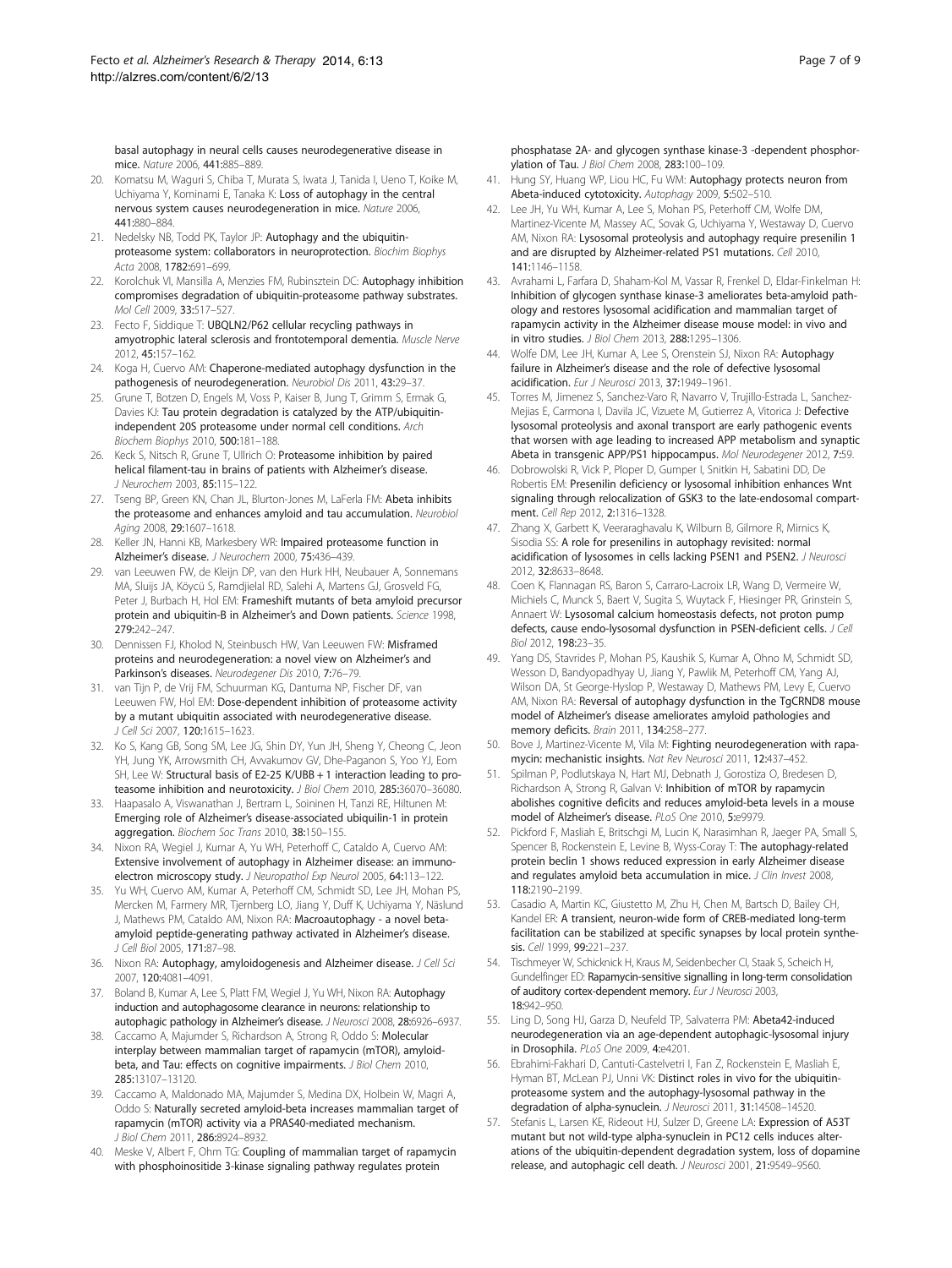basal autophagy in neural cells causes neurodegenerative disease in mice. *Nature* 2006, **441:**885–889.

20. Komatsu M, Waguri S, Chiba T, Murata S, Iwata J, Tanida I, Ueno T, Koike M, Uchiyama Y, Kominami E, Tanaka K: **Loss of autophagy in the central nervous system causes neurodegeneration in mice.** *Nature* 2006, **441:**880–884.
21. Nedelsky NB, Todd PK, Taylor JP: **Autophagy and the ubiquitin-proteasome system: collaborators in neuroprotection.** *Biochim Biophys Acta* 2008, **1782:**691–699.
22. Korolchuk VI, Mansilla A, Menzies FM, Rubinsztein DC: **Autophagy inhibition compromises degradation of ubiquitin-proteasome pathway substrates.** *Mol Cell* 2009, **33:**517–527.
23. Fecto F, Siddique T: **UBQLN2/P62 cellular recycling pathways in amyotrophic lateral sclerosis and frontotemporal dementia.** *Muscle Nerve* 2012, **45:**157–162.
24. Koga H, Cuervo AM: **Chaperone-mediated autophagy dysfunction in the pathogenesis of neurodegeneration.** *Neurobiol Dis* 2011, **43:**29–37.
25. Grune T, Botzen D, Engels M, Voss P, Kaiser B, Jung T, Grimm S, Ermak G, Davies KJ: **Tau protein degradation is catalyzed by the ATP/ubiquitin-independent 20S proteasome under normal cell conditions.** *Arch Biochem Biophys* 2010, **500:**181–188.
26. Keck S, Nitsch R, Grune T, Ullrich O: **Proteasome inhibition by paired helical filament-tau in brains of patients with Alzheimer's disease.** *J Neurochem* 2003, **85:**115–122.
27. Tseng BP, Green KN, Chan JL, Blurton-Jones M, LaFerla FM: **Abeta inhibits the proteasome and enhances amyloid and tau accumulation.** *Neurobiol Aging* 2008, **29:**1607–1618.
28. Keller JN, Hanni KB, Markesbery WR: **Impaired proteasome function in Alzheimer's disease.** *J Neurochem* 2000, **75:**436–439.
29. van Leeuwen FW, de Kleijn DP, van den Hurk HH, Neubauer A, Sonnemans MA, Sluijs JA, Köycü S, Ramdjielal RD, Salehi A, Martens GJ, Grosveld FG, Peter J, Burbach H, Hol EM: **Frameshift mutants of beta amyloid precursor protein and ubiquitin-B in Alzheimer's and Down patients.** *Science* 1998, **279:**242–247.
30. Dennissen FJ, Kholod N, Steinbusch HW, Van Leeuwen FW: **Misframed proteins and neurodegeneration: a novel view on Alzheimer's and Parkinson's diseases.** *Neurodegener Dis* 2010, **7:**76–79.
31. van Tijn P, de Vrij FM, Schuurman KG, Dantuma NP, Fischer DF, van Leeuwen FW, Hol EM: **Dose-dependent inhibition of proteasome activity by a mutant ubiquitin associated with neurodegenerative disease.** *J Cell Sci* 2007, **120:**1615–1623.
32. Ko S, Kang GB, Song SM, Lee JG, Shin DY, Yun JH, Sheng Y, Cheong C, Jeon YH, Jung YK, Arrowsmith CH, Avvakumov GV, Dhe-Paganon S, Yoo YJ, Eom SH, Lee W: **Structural basis of E2-25 K/UBB + 1 interaction leading to proteasome inhibition and neurotoxicity.** *J Biol Chem* 2010, **285:**36070–36080.
33. Haapasalo A, Viswanathan J, Bertram L, Soininen H, Tanzi RE, Hiltunen M: **Emerging role of Alzheimer's disease-associated ubiquilin-1 in protein aggregation.** *Biochem Soc Trans* 2010, **38:**150–155.
34. Nixon RA, Wegiel J, Kumar A, Yu WH, Peterhoff C, Cataldo A, Cuervo AM: **Extensive involvement of autophagy in Alzheimer disease: an immuno-electron microscopy study.** *J Neuropathol Exp Neurol* 2005, **64:**113–122.
35. Yu WH, Cuervo AM, Kumar A, Peterhoff CM, Schmidt SD, Lee JH, Mohan PS, Mercken M, Farmery MR, Tjernberg LO, Jiang Y, Duff K, Uchiyama Y, Näslund J, Mathews PM, Cataldo AM, Nixon RA: **Macroautophagy - a novel beta-amyloid peptide-generating pathway activated in Alzheimer's disease.** *J Cell Biol* 2005, **171:**87–98.
36. Nixon RA: **Autophagy, amyloidogenesis and Alzheimer disease.** *J Cell Sci* 2007, **120:**4081–4091.
37. Boland B, Kumar A, Lee S, Platt FM, Wegiel J, Yu WH, Nixon RA: **Autophagy induction and autophagosome clearance in neurons: relationship to autophagic pathology in Alzheimer's disease.** *J Neurosci* 2008, **28:**6926–6937.
38. Caccamo A, Majumder S, Richardson A, Strong R, Oddo S: **Molecular interplay between mammalian target of rapamycin (mTOR), amyloid-beta, and Tau: effects on cognitive impairments.** *J Biol Chem* 2010, **285:**13107–13120.
39. Caccamo A, Maldonado MA, Majumder S, Medina DX, Holbein W, Magri A, Oddo S: **Naturally secreted amyloid-beta increases mammalian target of rapamycin (mTOR) activity via a PRAS40-mediated mechanism.** *J Biol Chem* 2011, **286:**8924–8932.
40. Meske V, Albert F, Ohm TG: **Coupling of mammalian target of rapamycin with phosphoinositide 3-kinase signaling pathway regulates protein phosphatase 2A- and glycogen synthase kinase-3 -dependent phosphorylation of Tau.** *J Biol Chem* 2008, **283:**100–109.
41. Hung SY, Huang WP, Liou HC, Fu WM: **Autophagy protects neuron from Abeta-induced cytotoxicity.** *Autophagy* 2009, **5:**502–510.
42. Lee JH, Yu WH, Kumar A, Lee S, Mohan PS, Peterhoff CM, Wolfe DM, Martinez-Vicente M, Massey AC, Sovak G, Uchiyama Y, Westaway D, Cuervo AM, Nixon RA: **Lysosomal proteolysis and autophagy require presenilin 1 and are disrupted by Alzheimer-related PS1 mutations.** *Cell* 2010, **141:**1146–1158.
43. Avrahami L, Farfara D, Shaham-Kol M, Vassar R, Frenkel D, Eldar-Finkelman H: **Inhibition of glycogen synthase kinase-3 ameliorates beta-amyloid pathology and restores lysosomal acidification and mammalian target of rapamycin activity in the Alzheimer disease mouse model: in vivo and in vitro studies.** *J Biol Chem* 2013, **288:**1295–1306.
44. Wolfe DM, Lee JH, Kumar A, Lee S, Orenstein SJ, Nixon RA: **Autophagy failure in Alzheimer's disease and the role of defective lysosomal acidification.** *Eur J Neurosci* 2013, **37:**1949–1961.
45. Torres M, Jimenez S, Sanchez-Varo R, Navarro V, Trujillo-Estrada L, Sanchez-Mejias E, Carmona I, Davila JC, Vizuete M, Gutierrez A, Vitorica J: **Defective lysosomal proteolysis and axonal transport are early pathogenic events that worsen with age leading to increased APP metabolism and synaptic Abeta in transgenic APP/PS1 hippocampus.** *Mol Neurodegener* 2012, **7:**59.
46. Dobrowolski R, Vick P, Ploper D, Gumper I, Snitkin H, Sabatini DD, De Robertis EM: **Presenilin deficiency or lysosomal inhibition enhances Wnt signaling through relocalization of GSK3 to the late-endosomal compartment.** *Cell Rep* 2012, **2:**1316–1328.
47. Zhang X, Garbett K, Veeraraghavalu K, Wilburn B, Gilmore R, Mirnics K, Sisodia SS: **A role for presenilins in autophagy revisited: normal acidification of lysosomes in cells lacking PSEN1 and PSEN2.** *J Neurosci* 2012, **32:**8633–8648.
48. Coen K, Flannagan RS, Baron S, Carraro-Lacroix LR, Wang D, Vermeire W, Michiels C, Munck S, Baert V, Sugita S, Wuytack F, Hiesinger PR, Grinstein S, Annaert W: **Lysosomal calcium homeostasis defects, not proton pump defects, cause endo-lysosomal dysfunction in PSEN-deficient cells.** *J Cell Biol* 2012, **198:**23–35.
49. Yang DS, Stavrides P, Mohan PS, Kaushik S, Kumar A, Ohno M, Schmidt SD, Wesson D, Bandyopadhyay U, Jiang Y, Pawlik M, Peterhoff CM, Yang AJ, Wilson DA, St George-Hyslop P, Westaway D, Mathews PM, Levy E, Cuervo AM, Nixon RA: **Reversal of autophagy dysfunction in the TgCRND8 mouse model of Alzheimer's disease ameliorates amyloid pathologies and memory deficits.** *Brain* 2011, **134:**258–277.
50. Bove J, Martinez-Vicente M, Vila M: **Fighting neurodegeneration with rapamycin: mechanistic insights.** *Nat Rev Neurosci* 2011, **12:**437–452.
51. Spilman P, Podlutskaya N, Hart MJ, Debnath J, Gorostiza O, Bredesen D, Richardson A, Strong R, Galvan V: **Inhibition of mTOR by rapamycin abolishes cognitive deficits and reduces amyloid-beta levels in a mouse model of Alzheimer's disease.** *PLoS One* 2010, **5:**e9979.
52. Pickford F, Masliah E, Britschgi M, Lucin K, Narasimhan R, Jaeger PA, Small S, Spencer B, Rockenstein E, Levine B, Wyss-Coray T: **The autophagy-related protein beclin 1 shows reduced expression in early Alzheimer disease and regulates amyloid beta accumulation in mice.** *J Clin Invest* 2008, **118:**2190–2199.
53. Casadio A, Martin KC, Giustetto M, Zhu H, Chen M, Bartsch D, Bailey CH, Kandel ER: **A transient, neuron-wide form of CREB-mediated long-term facilitation can be stabilized at specific synapses by local protein synthesis.** *Cell* 1999, **99:**221–237.
54. Tischmeyer W, Schicknick H, Kraus M, Seidenbecher CI, Staak S, Scheich H, Gundelfinger ED: **Rapamycin-sensitive signalling in long-term consolidation of auditory cortex-dependent memory.** *Eur J Neurosci* 2003, **18:**942–950.
55. Ling D, Song HJ, Garza D, Neufeld TP, Salvaterra PM: **Abeta42-induced neurodegeneration via an age-dependent autophagic-lysosomal injury in Drosophila.** *PLoS One* 2009, **4:**e4201.
56. Ebrahimi-Fakhari D, Cantuti-Castelvetri I, Fan Z, Rockenstein E, Masliah E, Hyman BT, McLean PJ, Unni VK: **Distinct roles in vivo for the ubiquitin-proteasome system and the autophagy-lysosomal pathway in the degradation of alpha-synuclein.** *J Neurosci* 2011, **31:**14508–14520.
57. Stefanis L, Larsen KE, Rideout HJ, Sulzer D, Greene LA: **Expression of A53T mutant but not wild-type alpha-synuclein in PC12 cells induces alterations of the ubiquitin-dependent degradation system, loss of dopamine release, and autophagic cell death.** *J Neurosci* 2001, **21:**9549–9560.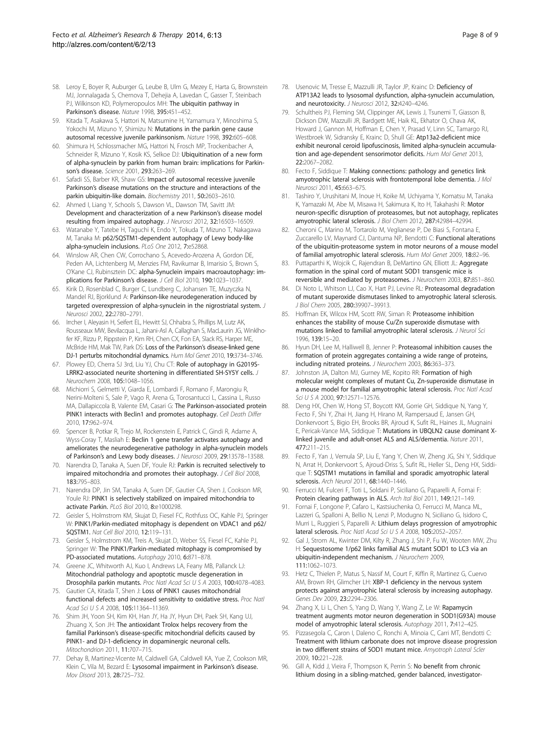58. Leroy E, Boyer R, Auburger G, Leube B, Ulm G, Mezey E, Harta G, Brownstein MJ, Jonnalagada S, Chernova T, Dehejia A, Lavedan C, Gasser T, Steinbach PJ, Wilkinson KD, Polymeropoulos MH: **The ubiquitin pathway in Parkinson's disease.** *Nature* 1998, **395:**451–452.
59. Kitada T, Asakawa S, Hattori N, Matsumine H, Yamamura Y, Minoshima S, Yokochi M, Mizuno Y, Shimizu N: **Mutations in the parkin gene cause autosomal recessive juvenile parkinsonism.** *Nature* 1998, **392:**605–608.
60. Shimura H, Schlossmacher MG, Hattori N, Frosch MP, Trockenbacher A, Schneider R, Mizuno Y, Kosik KS, Selkoe DJ: **Ubiquitination of a new form of alpha-synuclein by parkin from human brain: implications for Parkinson's disease.** *Science* 2001, **293:**263–269.
61. Safadi SS, Barber KR, Shaw GS: **Impact of autosomal recessive juvenile Parkinson's disease mutations on the structure and interactions of the parkin ubiquitin-like domain.** *Biochemistry* 2011, **50:**2603–2610.
62. Ahmed I, Liang Y, Schools S, Dawson VL, Dawson TM, Savitt JM: **Development and characterization of a new Parkinson's disease model resulting from impaired autophagy.** *J Neurosci* 2012, **32:**16503–16509.
63. Watanabe Y, Tatebe H, Taguchi K, Endo Y, Tokuda T, Mizuno T, Nakagawa M, Tanaka M: **p62/SQSTM1-dependent autophagy of Lewy body-like alpha-synuclein inclusions.** *PLoS One* 2012, **7:**e52868.
64. Winslow AR, Chen CW, Corrochano S, Acevedo-Arozena A, Gordon DE, Peden AA, Lichtenberg M, Menzies FM, Ravikumar B, Imarisio S, Brown S, O'Kane CJ, Rubinsztein DC: **alpha-Synuclein impairs macroautophagy: implications for Parkinson's disease.** *J Cell Biol* 2010, **190:**1023–1037.
65. Kirik D, Rosenblad C, Burger C, Lundberg C, Johansen TE, Muzyczka N, Mandel RJ, Bjorklund A: **Parkinson-like neurodegeneration induced by targeted overexpression of alpha-synuclein in the nigrostriatal system.** *J Neurosci* 2002, **22:**2780–2791.
66. Irrcher I, Aleyasin H, Seifert EL, Hewitt SJ, Chhabra S, Phillips M, Lutz AK, Rousseaux MW, Bevilacqua L, Jahani-Asl A, Callaghan S, MacLaurin JG, Winklhofer KF, Rizzu P, Rippstein P, Kim RH, Chen CX, Fon EA, Slack RS, Harper ME, McBride HM, Mak TW, Park DS: **Loss of the Parkinson's disease-linked gene DJ-1 perturbs mitochondrial dynamics.** *Hum Mol Genet* 2010, **19:**3734–3746.
67. Plowey ED, Cherra SJ 3rd, Liu YJ, Chu CT: **Role of autophagy in G2019S-LRRK2-associated neurite shortening in differentiated SH-SY5Y cells.** *J Neurochem* 2008, **105:**1048–1056.
68. Michiorri S, Gelmetti V, Giarda E, Lombardi F, Romano F, Marongiu R, Nerini-Molteni S, Sale P, Vago R, Arena G, Torosantucci L, Cassina L, Russo MA, Dallapiccola B, Valente EM, Casari G: **The Parkinson-associated protein PINK1 interacts with Beclin1 and promotes autophagy.** *Cell Death Differ* 2010, **17:**962–974.
69. Spencer B, Potkar R, Trejo M, Rockenstein E, Patrick C, Gindi R, Adame A, Wyss-Coray T, Masliah E: **Beclin 1 gene transfer activates autophagy and ameliorates the neurodegenerative pathology in alpha-synuclein models of Parkinson's and Lewy body diseases.** *J Neurosci* 2009, **29:**13578–13588.
70. Narendra D, Tanaka A, Suen DF, Youle RJ: **Parkin is recruited selectively to impaired mitochondria and promotes their autophagy.** *J Cell Biol* 2008, **183:**795–803.
71. Narendra DP, Jin SM, Tanaka A, Suen DF, Gautier CA, Shen J, Cookson MR, Youle RJ: **PINK1 is selectively stabilized on impaired mitochondria to activate Parkin.** *PLoS Biol* 2010, **8:**e1000298.
72. Geisler S, Holmstrom KM, Skujat D, Fiesel FC, Rothfuss OC, Kahle PJ, Springer W: **PINK1/Parkin-mediated mitophagy is dependent on VDAC1 and p62/SQSTM1.** *Nat Cell Biol* 2010, **12:**119–131.
73. Geisler S, Holmstrom KM, Treis A, Skujat D, Weber SS, Fiesel FC, Kahle PJ, Springer W: **The PINK1/Parkin-mediated mitophagy is compromised by PD-associated mutations.** *Autophagy* 2010, **6:**871–878.
74. Greene JC, Whitworth AJ, Kuo I, Andrews LA, Feany MB, Pallanck LJ: **Mitochondrial pathology and apoptotic muscle degeneration in Drosophila parkin mutants.** *Proc Natl Acad Sci U S A* 2003, **100:**4078–4083.
75. Gautier CA, Kitada T, Shen J: **Loss of PINK1 causes mitochondrial functional defects and increased sensitivity to oxidative stress.** *Proc Natl Acad Sci U S A* 2008, **105:**11364–11369.
76. Shim JH, Yoon SH, Kim KH, Han JY, Ha JY, Hyun DH, Paek SH, Kang UJ, Zhuang X, Son JH: **The antioxidant Trolox helps recovery from the familial Parkinson's disease-specific mitochondrial deficits caused by PINK1- and DJ-1-deficiency in dopaminergic neuronal cells.** *Mitochondrion* 2011, **11:**707–715.
77. Dehay B, Martinez-Vicente M, Caldwell GA, Caldwell KA, Yue Z, Cookson MR, Klein C, Vila M, Bezard E: **Lysosomal impairment in Parkinson's disease.** *Mov Disord* 2013, **28:**725–732.
78. Usenovic M, Tresse E, Mazzulli JR, Taylor JP, Krainc D: **Deficiency of ATP13A2 leads to lysosomal dysfunction, alpha-synuclein accumulation, and neurotoxicity.** *J Neurosci* 2012, **32:**4240–4246.
79. Schultheis PJ, Fleming SM, Clippinger AK, Lewis J, Tsunemi T, Giasson B, Dickson DW, Mazzulli JR, Bardgett ME, Haik KL, Ekhator O, Chava AK, Howard J, Gannon M, Hoffman E, Chen Y, Prasad V, Linn SC, Tamargo RJ, Westbroek W, Sidransky E, Krainc D, Shull GE: **Atp13a2-deficient mice exhibit neuronal ceroid lipofuscinosis, limited alpha-synuclein accumulation and age-dependent sensorimotor deficits.** *Hum Mol Genet* 2013, **22:**2067–2082.
80. Fecto F, Siddique T: **Making connections: pathology and genetics link amyotrophic lateral sclerosis with frontotemporal lobe dementia.** *J Mol Neurosci* 2011, **45:**663–675.
81. Tashiro Y, Urushitani M, Inoue H, Koike M, Uchiyama Y, Komatsu M, Tanaka K, Yamazaki M, Abe M, Misawa H, Sakimura K, Ito H, Takahashi R: **Motor neuron-specific disruption of proteasomes, but not autophagy, replicates amyotrophic lateral sclerosis.** *J Biol Chem* 2012, **287:**42984–42994.
82. Cheroni C, Marino M, Tortarolo M, Veglianese P, De Biasi S, Fontana E, Zuccarello LV, Maynard CJ, Dantuma NP, Bendotti C: **Functional alterations of the ubiquitin-proteasome system in motor neurons of a mouse model of familial amyotrophic lateral sclerosis.** *Hum Mol Genet* 2009, **18:**82–96.
83. Puttaparthi K, Wojcik C, Rajendran B, DeMartino GN, Elliott JL: **Aggregate formation in the spinal cord of mutant SOD1 transgenic mice is reversible and mediated by proteasomes.** *J Neurochem* 2003, **87:**851–860.
84. Di Noto L, Whitson LJ, Cao X, Hart PJ, Levine RL: **Proteasomal degradation of mutant superoxide dismutases linked to amyotrophic lateral sclerosis.** *J Biol Chem* 2005, **280:**39907–39913.
85. Hoffman EK, Wilcox HM, Scott RW, Siman R: **Proteasome inhibition enhances the stability of mouse Cu/Zn superoxide dismutase with mutations linked to familial amyotrophic lateral sclerosis.** *J Neurol Sci* 1996, **139:**15–20.
86. Hyun DH, Lee M, Halliwell B, Jenner P: **Proteasomal inhibition causes the formation of protein aggregates containing a wide range of proteins, including nitrated proteins.** *J Neurochem* 2003, **86:**363–373.
87. Johnston JA, Dalton MJ, Gurney ME, Kopito RR: **Formation of high molecular weight complexes of mutant Cu, Zn-superoxide dismutase in a mouse model for familial amyotrophic lateral sclerosis.** *Proc Natl Acad Sci U S A* 2000, **97:**12571–12576.
88. Deng HX, Chen W, Hong ST, Boycott KM, Gorrie GH, Siddique N, Yang Y, Fecto F, Shi Y, Zhai H, Jiang H, Hirano M, Rampersaud E, Jansen GH, Donkervoort S, Bigio EH, Brooks BR, Ajroud K, Sufit RL, Haines JL, Mugnaini E, Pericak-Vance MA, Siddique T: **Mutations in UBQLN2 cause dominant X-linked juvenile and adult-onset ALS and ALS/dementia.** *Nature* 2011, **477:**211–215.
89. Fecto F, Yan J, Vemula SP, Liu E, Yang Y, Chen W, Zheng JG, Shi Y, Siddique N, Arrat H, Donkervoort S, Ajroud-Driss S, Sufit RL, Heller SL, Deng HX, Siddique T: **SQSTM1 mutations in familial and sporadic amyotrophic lateral sclerosis.** *Arch Neurol* 2011, **68:**1440–1446.
90. Ferrucci M, Fulceri F, Toti L, Soldani P, Siciliano G, Paparelli A, Fornai F: **Protein clearing pathways in ALS.** *Arch Ital Biol* 2011, **149:**121–149.
91. Fornai F, Longone P, Cafaro L, Kastsiuchenka O, Ferrucci M, Manca ML, Lazzeri G, Spalloni A, Bellio N, Lenzi P, Modugno N, Siciliano G, Isidoro C, Murri L, Ruggieri S, Paparelli A: **Lithium delays progression of amyotrophic lateral sclerosis.** *Proc Natl Acad Sci U S A* 2008, **105:**2052–2057.
92. Gal J, Strom AL, Kwinter DM, Kilty R, Zhang J, Shi P, Fu W, Wooten MW, Zhu H: **Sequestosome 1/p62 links familial ALS mutant SOD1 to LC3 via an ubiquitin-independent mechanism.** *J Neurochem* 2009, **111:**1062–1073.
93. Hetz C, Thielen P, Matus S, Nassif M, Court F, Kiffin R, Martinez G, Cuervo AM, Brown RH, Glimcher LH: **XBP-1 deficiency in the nervous system protects against amyotrophic lateral sclerosis by increasing autophagy.** *Genes Dev* 2009, **23:**2294–2306.
94. Zhang X, Li L, Chen S, Yang D, Wang Y, Wang Z, Le W: **Rapamycin treatment augments motor neuron degeneration in SOD1(G93A) mouse model of amyotrophic lateral sclerosis.** *Autophagy* 2011, **7:**412–425.
95. Pizzasegola C, Caron I, Daleno C, Ronchi A, Minoia C, Carri MT, Bendotti C: **Treatment with lithium carbonate does not improve disease progression in two different strains of SOD1 mutant mice.** *Amyotroph Lateral Scler* 2009, **10:**221–228.
96. Gill A, Kidd J, Vieira F, Thompson K, Perrin S: **No benefit from chronic lithium dosing in a sibling-matched, gender balanced, investigator-**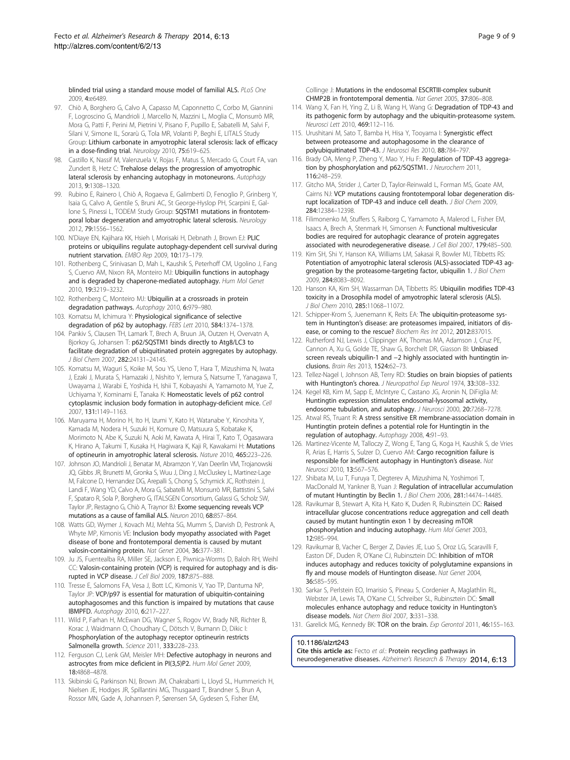blinded trial using a standard mouse model of familial ALS. *PLoS One* 2009, 4:e6489.

97. Chiò A, Borghero G, Calvo A, Capasso M, Caponnetto C, Corbo M, Giannini F, Logroscino G, Mandrioli J, Marcello N, Mazzini L, Moglia C, Monsurrò MR, Mora G, Patti F, Perini M, Pietrini V, Pisano F, Pupillo E, Sabatelli M, Salvi F, Silani V, Simone IL, Soraru G, Tola MR, Volanti P, Beghi E, LITALS Study Group: **Lithium carbonate in amyotrophic lateral sclerosis: lack of efficacy in a dose-finding trial.** *Neurology* 2010, 75:619–625.
98. Castillo K, Nassif M, Valenzuela V, Rojas F, Matus S, Mercado G, Court FA, van Zundert B, Hetz C: **Trehalose delays the progression of amyotrophic lateral sclerosis by enhancing autophagy in motoneurons.** *Autophagy* 2013, 9:1308–1320.
99. Rubino E, Rainero I, Chiò A, Rogaeva E, Galimberti D, Fenoglio P, Grinberg Y, Isaia G, Calvo A, Gentile S, Bruni AC, St George-Hyslop PH, Scarpini E, Gallone S, Pinessi L, TODEM Study Group: **SQSTM1 mutations in frontotemporal lobar degeneration and amyotrophic lateral sclerosis.** *Neurology* 2012, 79:1556–1562.
100. N'Diaye EN, Kajihara KK, Hsieh I, Morisaki H, Debnath J, Brown EJ: **PLIC proteins or ubiquilins regulate autophagy-dependent cell survival during nutrient starvation.** *EMBO Rep* 2009, 10:173–179.
101. Rothenberg C, Srinivasan D, Mah L, Kaushik S, Peterhoff CM, Ugolino J, Fang S, Cuervo AM, Nixon RA, Monteiro MJ: **Ubiquilin functions in autophagy and is degraded by chaperone-mediated autophagy.** *Hum Mol Genet* 2010, 19:3219–3232.
102. Rothenberg C, Monteiro MJ: **Ubiquilin at a crossroads in protein degradation pathways.** *Autophagy* 2010, 6:979–980.
103. Komatsu M, Ichimura Y: **Physiological significance of selective degradation of p62 by autophagy.** *FEBS Lett* 2010, 584:1374–1378.
104. Pankiv S, Clausen TH, Lamark T, Brech A, Bruun JA, Outzen H, Overvatn A, Bjorkoy G, Johansen T: **p62/SQSTM1 binds directly to Atg8/LC3 to facilitate degradation of ubiquitinated protein aggregates by autophagy.** *J Biol Chem* 2007, 282:24131–24145.
105. Komatsu M, Waguri S, Koike M, Sou YS, Ueno T, Hara T, Mizushima N, Iwata J, Ezaki J, Murata S, Hamazaki J, Nishito Y, Iemura S, Natsume T, Yanagawa T, Uwayama J, Warabi E, Yoshida H, Ishii T, Kobayashi A, Yamamoto M, Yue Z, Uchiyama Y, Kominami E, Tanaka K: **Homeostatic levels of p62 control cytoplasmic inclusion body formation in autophagy-deficient mice.** *Cell* 2007, 131:1149–1163.
106. Maruyama H, Morino H, Ito H, Izumi Y, Kato H, Watanabe Y, Kinoshita Y, Kamada M, Nodera H, Suzuki H, Komure O, Matsuura S, Kobatake K, Morimoto N, Abe K, Suzuki N, Aoki M, Kawata A, Hirai T, Kato T, Ogasawara K, Hirano A, Takumi T, Kusaka H, Hagiwara K, Kaji R, Kawakami H: **Mutations of optineurin in amyotrophic lateral sclerosis.** *Nature* 2010, 465:223–226.
107. Johnson JO, Mandrioli J, Benatar M, Abramzon Y, Van Deerlin VM, Trojanowski JQ, Gibbs JR, Brunetti M, Gronka S, Wuu J, Ding J, McCluskey L, Martinez-Lage M, Falcone D, Hernandez DG, Arepalli S, Chong S, Schymick JC, Rothstein J, Landi F, Wang YD, Calvo A, Mora G, Sabatelli M, Monsurrò MR, Battistini S, Salvi F, Spataro R, Sola P, Borghero G, ITALSGEN Consortium, Galassi G, Scholz SW, Taylor JP, Restagno G, Chiò A, Traynor BJ: **Exome sequencing reveals VCP mutations as a cause of familial ALS.** *Neuron* 2010, 68:857–864.
108. Watts GD, Wymer J, Kovach MJ, Mehta SG, Mumm S, Darvish D, Pestronk A, Whyte MP, Kimonis VE: **Inclusion body myopathy associated with Paget disease of bone and frontotemporal dementia is caused by mutant valosin-containing protein.** *Nat Genet* 2004, 36:377–381.
109. Ju JS, Fuentealba RA, Miller SE, Jackson E, Piwnica-Worms D, Baloh RH, Weihl CC: **Valosin-containing protein (VCP) is required for autophagy and is disrupted in VCP disease.** *J Cell Biol* 2009, 187:875–888.
110. Tresse E, Salomons FA, Vesa J, Bott LC, Kimonis V, Yao TP, Dantuma NP, Taylor JP: **VCP/p97 is essential for maturation of ubiquitin-containing autophagosomes and this function is impaired by mutations that cause IBMPFD.** *Autophagy* 2010, 6:217–227.
111. Wild P, Farhan H, McEwan DG, Wagner S, Rogov VV, Brady NR, Richter B, Korac J, Waidmann O, Choudhary C, Dötsch V, Bumann D, Dikic I: **Phosphorylation of the autophagy receptor optineurin restricts Salmonella growth.** *Science* 2011, 333:228–233.
112. Ferguson CJ, Lenk GM, Meisler MH: **Defective autophagy in neurons and astrocytes from mice deficient in PI(3,5)P2.** *Hum Mol Genet* 2009, 18:4868–4878.
113. Skibinski G, Parkinson NJ, Brown JM, Chakrabarti L, Lloyd SL, Hummerich H, Nielsen JE, Hodges JR, Spillantini MG, Thusgaard T, Brandner S, Brun A, Rossor MN, Gade A, Johannsen P, Sørensen SA, Gydesen S, Fisher EM, Collinge J: **Mutations in the endosomal ESCRTIII-complex subunit CHMP2B in frontotemporal dementia.** *Nat Genet* 2005, 37:806–808.
114. Wang X, Fan H, Ying Z, Li B, Wang H, Wang G: **Degradation of TDP-43 and its pathogenic form by autophagy and the ubiquitin-proteasome system.** *Neurosci Lett* 2010, 469:112–116.
115. Urushitani M, Sato T, Bamba H, Hisa Y, Tooyama I: **Synergistic effect between proteasome and autophagosome in the clearance of polyubiquitinated TDP-43.** *J Neurosci Res* 2010, 88:784–797.
116. Brady OA, Meng P, Zheng Y, Mao Y, Hu F: **Regulation of TDP-43 aggregation by phosphorylation and p62/SQSTM1.** *J Neurochem* 2011, 116:248–259.
117. Gitcho MA, Strider J, Carter D, Taylor-Reinwald L, Forman MS, Goate AM, Cairns NJ: **VCP mutations causing frontotemporal lobar degeneration disrupt localization of TDP-43 and induce cell death.** *J Biol Chem* 2009, 284:12384–12398.
118. Filimonenko M, Stuffers S, Raiborg C, Yamamoto A, Malerod L, Fisher EM, Isaacs A, Brech A, Stenmark H, Simonsen A: **Functional multivesicular bodies are required for autophagic clearance of protein aggregates associated with neurodegenerative disease.** *J Cell Biol* 2007, 179:485–500.
119. Kim SH, Shi Y, Hanson KA, Williams LM, Sakasai R, Bowler MJ, Tibbetts RS: **Potentiation of amyotrophic lateral sclerosis (ALS)-associated TDP-43 aggregation by the proteasome-targeting factor, ubiquilin 1.** *J Biol Chem* 2009, 284:8083–8092.
120. Hanson KA, Kim SH, Wassarman DA, Tibbetts RS: **Ubiquilin modifies TDP-43 toxicity in a Drosophila model of amyotrophic lateral sclerosis (ALS).** *J Biol Chem* 2010, 285:11068–11072.
121. Schipper-Krom S, Juenemann K, Reits EA: **The ubiquitin-proteasome system in Huntington's disease: are proteasomes impaired, initiators of disease, or coming to the rescue?** *Biochem Res Int* 2012, 2012:837015.
122. Rutherford NJ, Lewis J, Clippinger AK, Thomas MA, Adamson J, Cruz PE, Cannon A, Xu G, Golde TE, Shaw G, Borchelt DR, Giasson BI: **Unbiased screen reveals ubiquilin-1 and −2 highly associated with huntingtin inclusions.** *Brain Res* 2013, 1524:62–73.
123. Tellez-Nagel I, Johnson AB, Terry RD: **Studies on brain biopsies of patients with Huntington's chorea.** *J Neuropathol Exp Neurol* 1974, 33:308–332.
124. Kegel KB, Kim M, Sapp E, McIntyre C, Castano JG, Aronin N, DiFiglia M: **Huntingtin expression stimulates endosomal-lysosomal activity, endosome tubulation, and autophagy.** *J Neurosci* 2000, 20:7268–7278.
125. Atwal RS, Truant R: **A stress sensitive ER membrane-association domain in Huntingtin protein defines a potential role for Huntingtin in the regulation of autophagy.** *Autophagy* 2008, 4:91–93.
126. Martinez-Vicente M, Talloczy Z, Wong E, Tang G, Koga H, Kaushik S, de Vries R, Arias E, Harris S, Sulzer D, Cuervo AM: **Cargo recognition failure is responsible for inefficient autophagy in Huntington's disease.** *Nat Neurosci* 2010, 13:567–576.
127. Shibata M, Lu T, Furuya T, Degterev A, Mizushima N, Yoshimori T, MacDonald M, Yankner B, Yuan J: **Regulation of intracellular accumulation of mutant Huntingtin by Beclin 1.** *J Biol Chem* 2006, 281:14474–14485.
128. Ravikumar B, Stewart A, Kita H, Kato K, Duden R, Rubinsztein DC: **Raised intracellular glucose concentrations reduce aggregation and cell death caused by mutant huntingtin exon 1 by decreasing mTOR phosphorylation and inducing autophagy.** *Hum Mol Genet* 2003, 12:985–994.
129. Ravikumar B, Vacher C, Berger Z, Davies JE, Luo S, Oroz LG, Scaravilli F, Easton DF, Duden R, O'Kane CJ, Rubinsztein DC: **Inhibition of mTOR induces autophagy and reduces toxicity of polyglutamine expansions in fly and mouse models of Huntington disease.** *Nat Genet* 2004, 36:585–595.
130. Sarkar S, Perlstein EO, Imarisio S, Pineau S, Cordenier A, Maglathlin RL, Webster JA, Lewis TA, O'Kane CJ, Schreiber SL, Rubinsztein DC: **Small molecules enhance autophagy and reduce toxicity in Huntington's disease models.** *Nat Chem Biol* 2007, 3:331–338.
131. Garelick MG, Kennedy BK: **TOR on the brain.** *Exp Gerontol* 2011, 46:155–163.

10.1186/alzrt243

**Cite this article as:** Fecto *et al.*: Protein recycling pathways in neurodegenerative diseases. *Alzheimer's Research & Therapy* 2014, 6:13